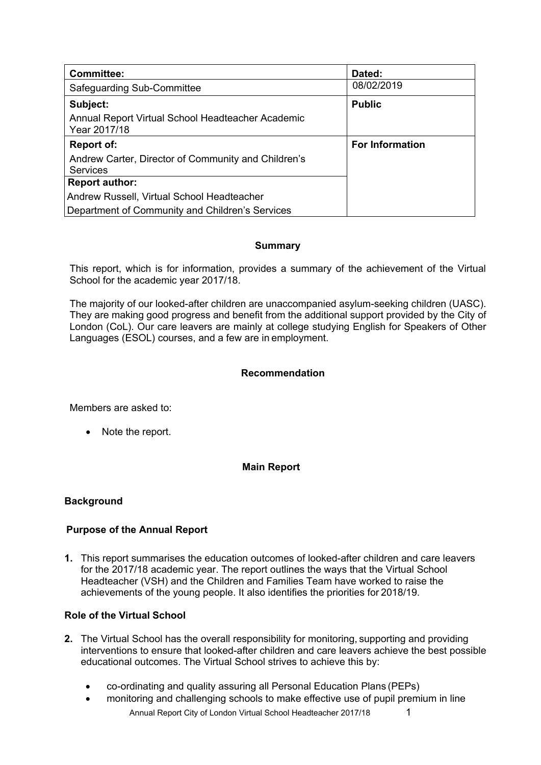| Committee: | Dated: |
|---|---|
| Safeguarding Sub-Committee | 08/02/2019 |
| **Subject:** Annual Report Virtual School Headteacher Academic Year 2017/18 | **Public** |
| **Report of:** Andrew Carter, Director of Community and Children's Services | **For Information** |
| **Report author:** Andrew Russell, Virtual School Headteacher Department of Community and Children's Services | |

## Summary

This report, which is for information, provides a summary of the achievement of the Virtual School for the academic year 2017/18.

The majority of our looked-after children are unaccompanied asylum-seeking children (UASC). They are making good progress and benefit from the additional support provided by the City of London (CoL). Our care leavers are mainly at college studying English for Speakers of Other Languages (ESOL) courses, and a few are in employment.

## Recommendation

Members are asked to:

- Note the report.

## Main Report

### Background

#### Purpose of the Annual Report

**1.** This report summarises the education outcomes of looked-after children and care leavers for the 2017/18 academic year. The report outlines the ways that the Virtual School Headteacher (VSH) and the Children and Families Team have worked to raise the achievements of the young people. It also identifies the priorities for 2018/19.

#### Role of the Virtual School

**2.** The Virtual School has the overall responsibility for monitoring, supporting and providing interventions to ensure that looked-after children and care leavers achieve the best possible educational outcomes. The Virtual School strives to achieve this by:

- co-ordinating and quality assuring all Personal Education Plans (PEPs)
- monitoring and challenging schools to make effective use of pupil premium in line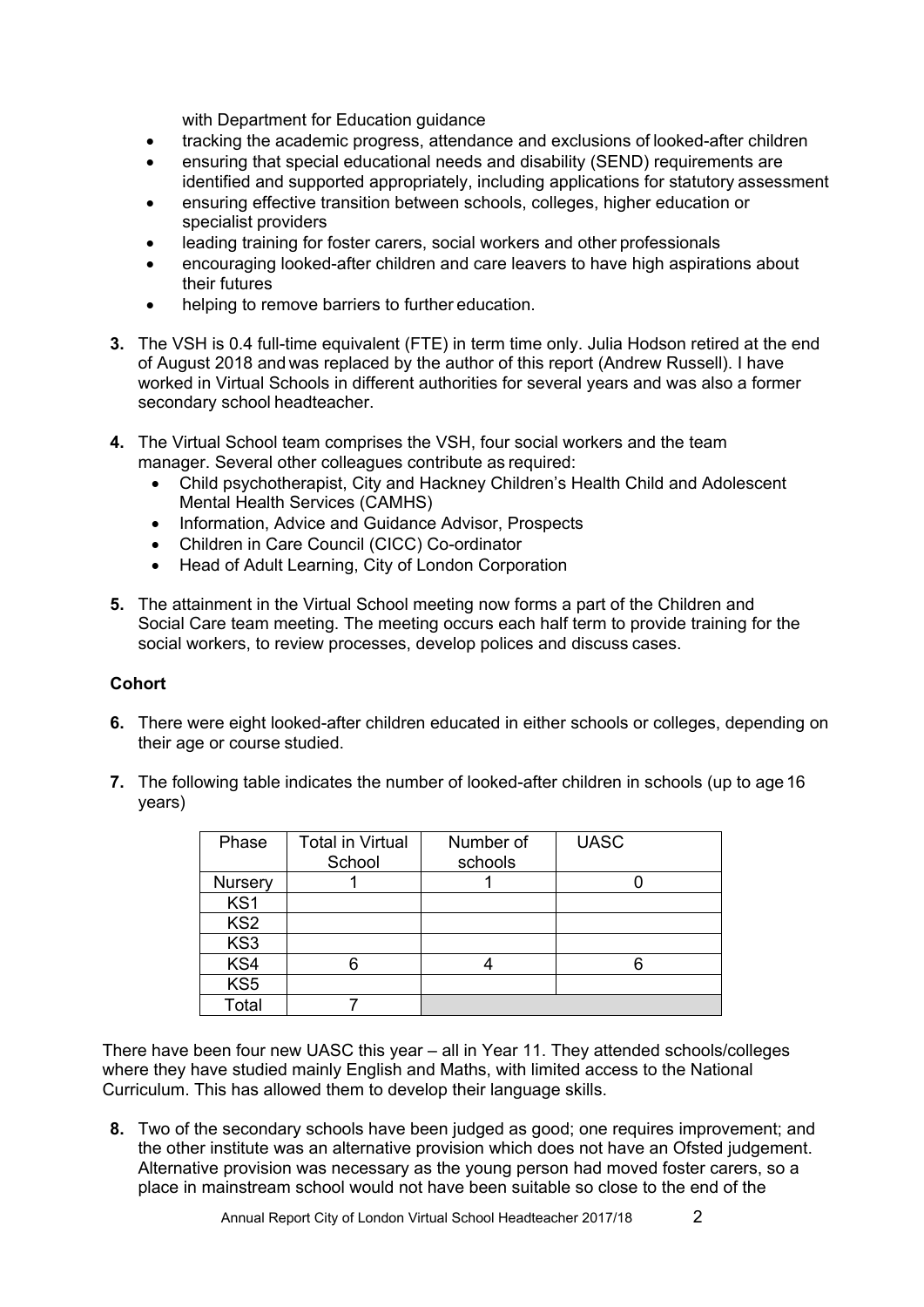with Department for Education guidance

- tracking the academic progress, attendance and exclusions of looked-after children
- ensuring that special educational needs and disability (SEND) requirements are identified and supported appropriately, including applications for statutory assessment
- ensuring effective transition between schools, colleges, higher education or specialist providers
- leading training for foster carers, social workers and other professionals
- encouraging looked-after children and care leavers to have high aspirations about their futures
- helping to remove barriers to further education.

**3.** The VSH is 0.4 full-time equivalent (FTE) in term time only. Julia Hodson retired at the end of August 2018 and was replaced by the author of this report (Andrew Russell). I have worked in Virtual Schools in different authorities for several years and was also a former secondary school headteacher.

**4.** The Virtual School team comprises the VSH, four social workers and the team manager. Several other colleagues contribute as required:

- Child psychotherapist, City and Hackney Children's Health Child and Adolescent Mental Health Services (CAMHS)
- Information, Advice and Guidance Advisor, Prospects
- Children in Care Council (CICC) Co-ordinator
- Head of Adult Learning, City of London Corporation

**5.** The attainment in the Virtual School meeting now forms a part of the Children and Social Care team meeting. The meeting occurs each half term to provide training for the social workers, to review processes, develop polices and discuss cases.

**Cohort**

**6.** There were eight looked-after children educated in either schools or colleges, depending on their age or course studied.

**7.** The following table indicates the number of looked-after children in schools (up to age 16 years)

| Phase | Total in Virtual School | Number of schools | UASC |
|---|---|---|---|
| Nursery | 1 | 1 | 0 |
| KS1 | | | |
| KS2 | | | |
| KS3 | | | |
| KS4 | 6 | 4 | 6 |
| KS5 | | | |
| Total | 7 | | |

There have been four new UASC this year – all in Year 11. They attended schools/colleges where they have studied mainly English and Maths, with limited access to the National Curriculum. This has allowed them to develop their language skills.

**8.** Two of the secondary schools have been judged as good; one requires improvement; and the other institute was an alternative provision which does not have an Ofsted judgement. Alternative provision was necessary as the young person had moved foster carers, so a place in mainstream school would not have been suitable so close to the end of the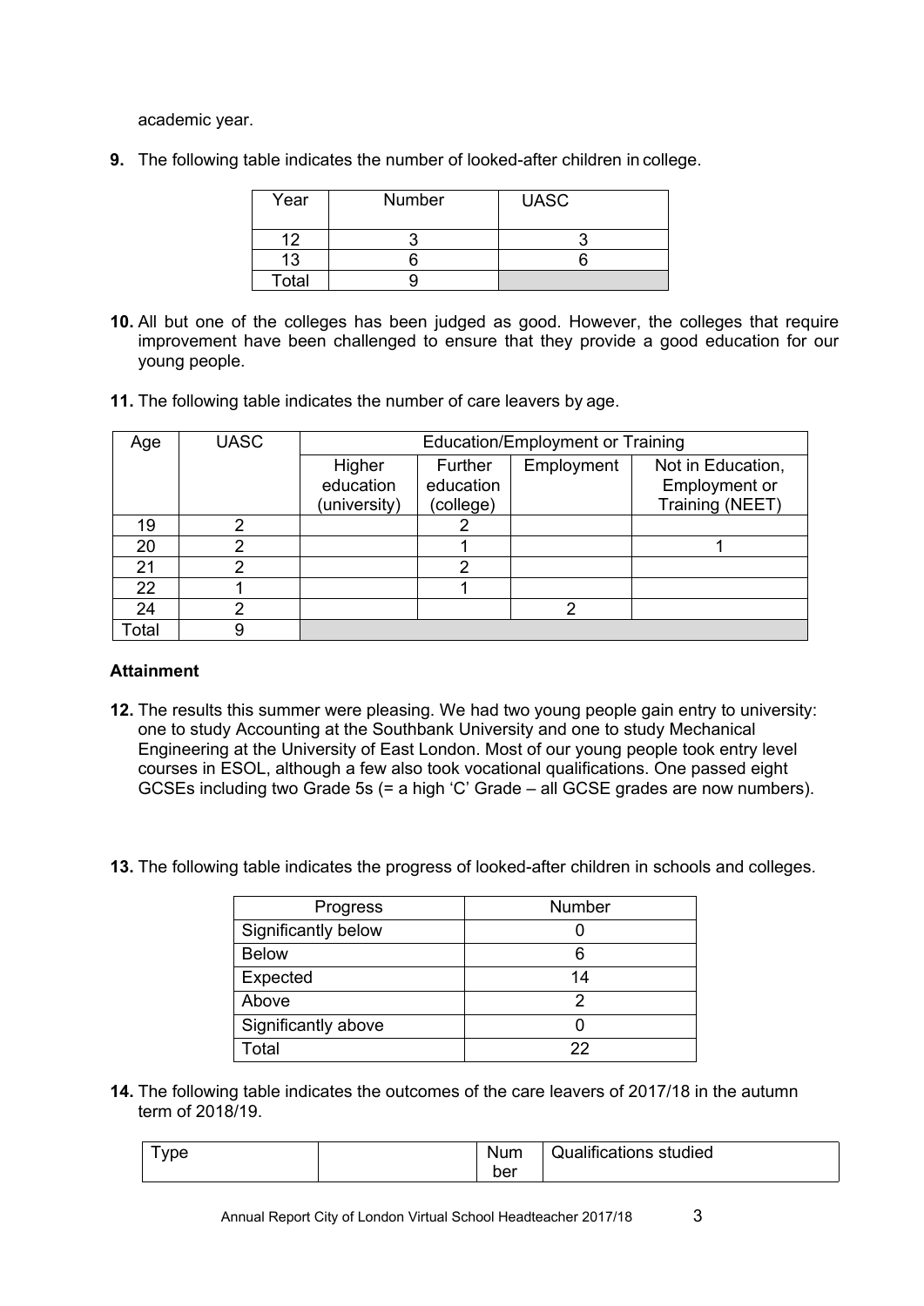academic year.

**9.** The following table indicates the number of looked-after children in college.

| Year | Number | UASC |
|---|---|---|
| 12 | 3 | 3 |
| 13 | 6 | 6 |
| Total | 9 | |

**10.** All but one of the colleges has been judged as good. However, the colleges that require improvement have been challenged to ensure that they provide a good education for our young people.

**11.** The following table indicates the number of care leavers by age.

| Age | UASC | Education/Employment or Training | | | |
|---|---|---|---|---|---|
| | | Higher education (university) | Further education (college) | Employment | Not in Education, Employment or Training (NEET) |
| 19 | 2 | | 2 | | |
| 20 | 2 | | 1 | | 1 |
| 21 | 2 | | 2 | | |
| 22 | 1 | | 1 | | |
| 24 | 2 | | | 2 | |
| Total | 9 | | | | |

### Attainment

**12.** The results this summer were pleasing. We had two young people gain entry to university: one to study Accounting at the Southbank University and one to study Mechanical Engineering at the University of East London. Most of our young people took entry level courses in ESOL, although a few also took vocational qualifications. One passed eight GCSEs including two Grade 5s (= a high 'C' Grade – all GCSE grades are now numbers).

**13.** The following table indicates the progress of looked-after children in schools and colleges.

| Progress | Number |
|---|---|
| Significantly below | 0 |
| Below | 6 |
| Expected | 14 |
| Above | 2 |
| Significantly above | 0 |
| Total | 22 |

**14.** The following table indicates the outcomes of the care leavers of 2017/18 in the autumn term of 2018/19.

| Type | | Number | Qualifications studied |
|---|---|---|---|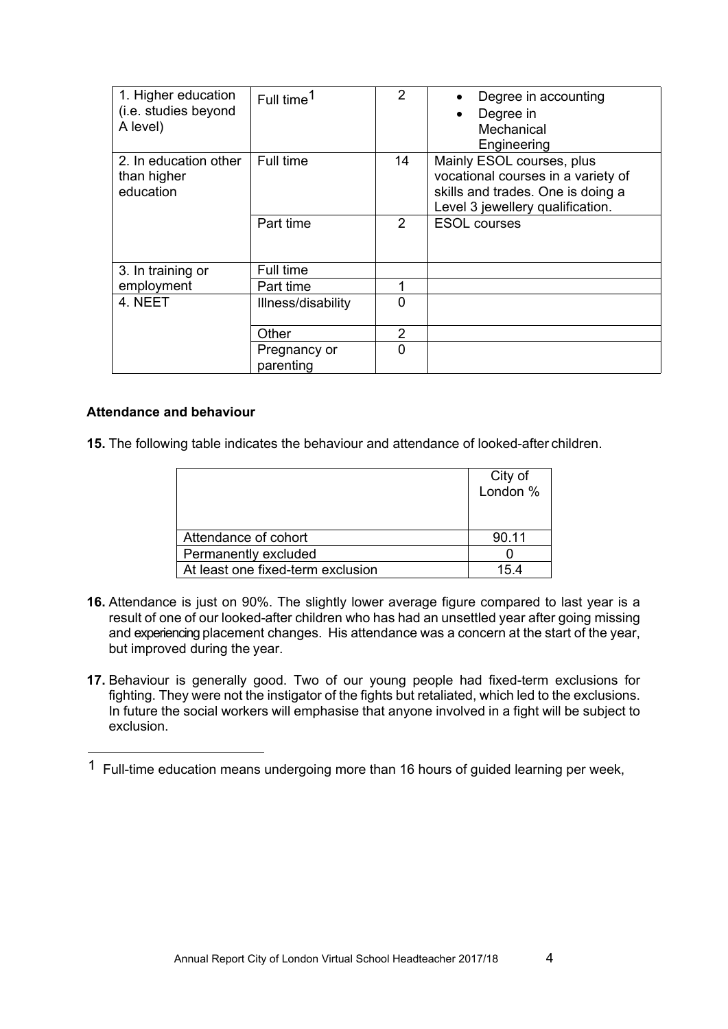| | | | |
|---|---|---|---|
| 1. Higher education (i.e. studies beyond A level) | Full time[1] | 2 | • Degree in accounting<br>• Degree in Mechanical Engineering |
| 2. In education other than higher education | Full time | 14 | Mainly ESOL courses, plus vocational courses in a variety of skills and trades. One is doing a Level 3 jewellery qualification. |
| | Part time | 2 | ESOL courses |
| 3. In training or employment | Full time | | |
| | Part time | 1 | |
| 4. NEET | Illness/disability | 0 | |
| | Other | 2 | |
| | Pregnancy or parenting | 0 | |

**Attendance and behaviour**

**15.** The following table indicates the behaviour and attendance of looked-after children.

| | City of London % |
|---|---|
| Attendance of cohort | 90.11 |
| Permanently excluded | 0 |
| At least one fixed-term exclusion | 15.4 |

**16.** Attendance is just on 90%. The slightly lower average figure compared to last year is a result of one of our looked-after children who has had an unsettled year after going missing and experiencing placement changes. His attendance was a concern at the start of the year, but improved during the year.

**17.** Behaviour is generally good. Two of our young people had fixed-term exclusions for fighting. They were not the instigator of the fights but retaliated, which led to the exclusions. In future the social workers will emphasise that anyone involved in a fight will be subject to exclusion.

---

[1] Full-time education means undergoing more than 16 hours of guided learning per week,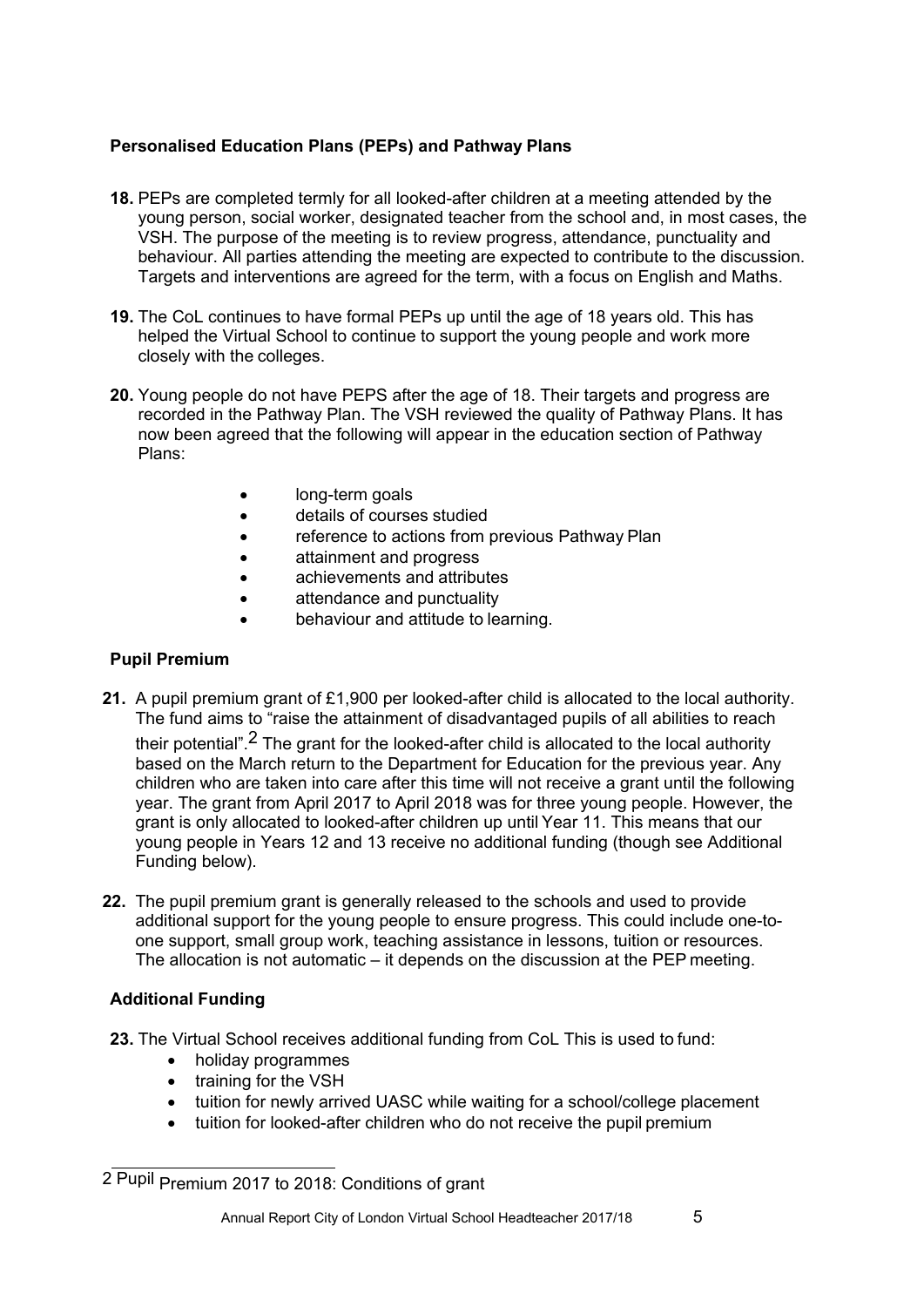**Personalised Education Plans (PEPs) and Pathway Plans**

18. PEPs are completed termly for all looked-after children at a meeting attended by the young person, social worker, designated teacher from the school and, in most cases, the VSH. The purpose of the meeting is to review progress, attendance, punctuality and behaviour. All parties attending the meeting are expected to contribute to the discussion. Targets and interventions are agreed for the term, with a focus on English and Maths.

19. The CoL continues to have formal PEPs up until the age of 18 years old. This has helped the Virtual School to continue to support the young people and work more closely with the colleges.

20. Young people do not have PEPS after the age of 18. Their targets and progress are recorded in the Pathway Plan. The VSH reviewed the quality of Pathway Plans. It has now been agreed that the following will appear in the education section of Pathway Plans:

    - long-term goals
    - details of courses studied
    - reference to actions from previous Pathway Plan
    - attainment and progress
    - achievements and attributes
    - attendance and punctuality
    - behaviour and attitude to learning.

**Pupil Premium**

21. A pupil premium grant of £1,900 per looked-after child is allocated to the local authority. The fund aims to "raise the attainment of disadvantaged pupils of all abilities to reach their potential".[2] The grant for the looked-after child is allocated to the local authority based on the March return to the Department for Education for the previous year. Any children who are taken into care after this time will not receive a grant until the following year. The grant from April 2017 to April 2018 was for three young people. However, the grant is only allocated to looked-after children up until Year 11. This means that our young people in Years 12 and 13 receive no additional funding (though see Additional Funding below).

22. The pupil premium grant is generally released to the schools and used to provide additional support for the young people to ensure progress. This could include one-to-one support, small group work, teaching assistance in lessons, tuition or resources. The allocation is not automatic – it depends on the discussion at the PEP meeting.

**Additional Funding**

23. The Virtual School receives additional funding from CoL This is used to fund:
    - holiday programmes
    - training for the VSH
    - tuition for newly arrived UASC while waiting for a school/college placement
    - tuition for looked-after children who do not receive the pupil premium

---

2 Pupil Premium 2017 to 2018: Conditions of grant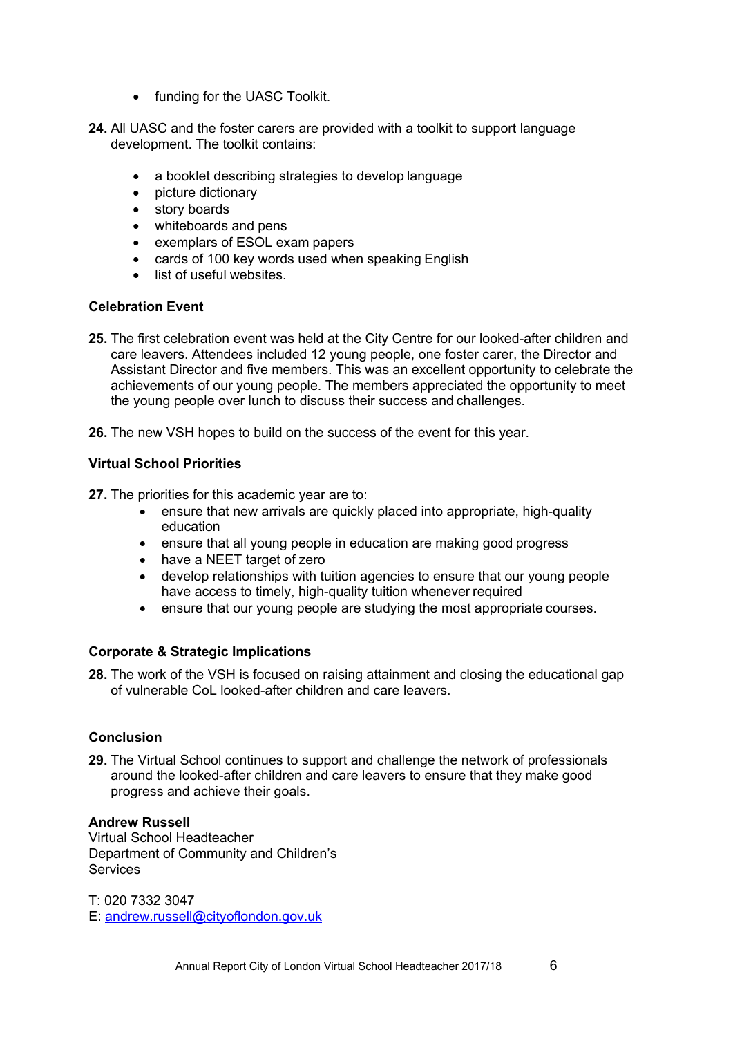- funding for the UASC Toolkit.

**24.** All UASC and the foster carers are provided with a toolkit to support language development. The toolkit contains:

- a booklet describing strategies to develop language
- picture dictionary
- story boards
- whiteboards and pens
- exemplars of ESOL exam papers
- cards of 100 key words used when speaking English
- list of useful websites.

**Celebration Event**

**25.** The first celebration event was held at the City Centre for our looked-after children and care leavers. Attendees included 12 young people, one foster carer, the Director and Assistant Director and five members. This was an excellent opportunity to celebrate the achievements of our young people. The members appreciated the opportunity to meet the young people over lunch to discuss their success and challenges.

**26.** The new VSH hopes to build on the success of the event for this year.

**Virtual School Priorities**

**27.** The priorities for this academic year are to:

- ensure that new arrivals are quickly placed into appropriate, high-quality education
- ensure that all young people in education are making good progress
- have a NEET target of zero
- develop relationships with tuition agencies to ensure that our young people have access to timely, high-quality tuition whenever required
- ensure that our young people are studying the most appropriate courses.

**Corporate & Strategic Implications**

**28.** The work of the VSH is focused on raising attainment and closing the educational gap of vulnerable CoL looked-after children and care leavers.

**Conclusion**

**29.** The Virtual School continues to support and challenge the network of professionals around the looked-after children and care leavers to ensure that they make good progress and achieve their goals.

**Andrew Russell**
Virtual School Headteacher
Department of Community and Children's Services

T: 020 7332 3047
E: andrew.russell@cityoflondon.gov.uk